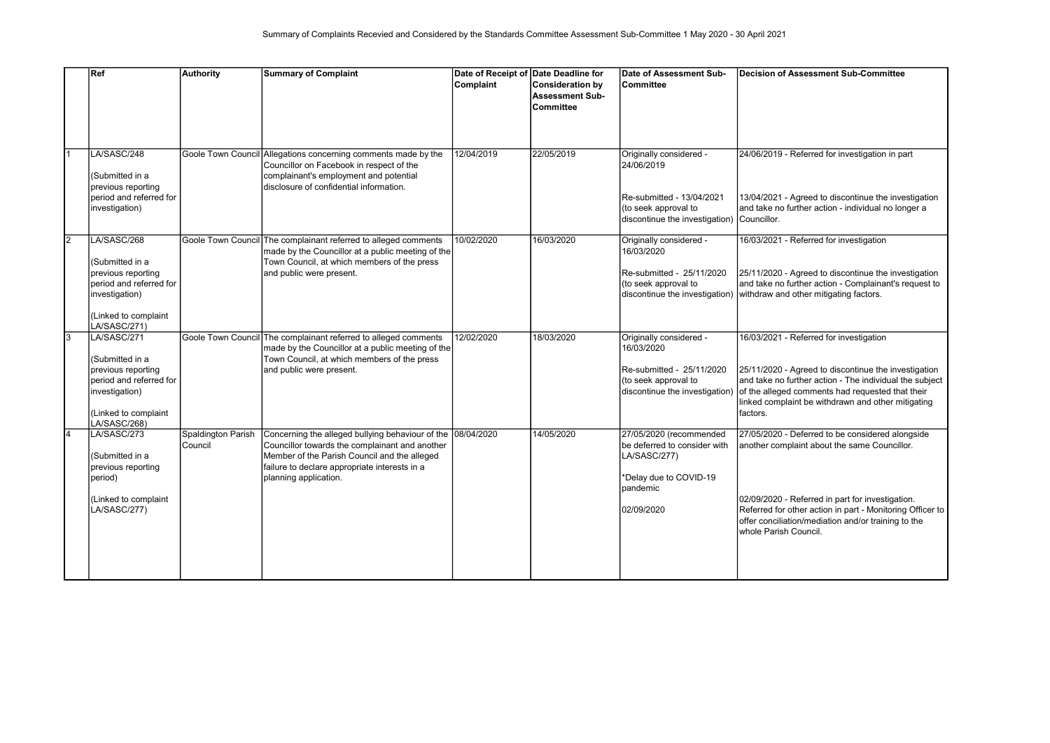# Summary of Complaints Recevied and Considered by the Standards Committee Assessment Sub-Committee 1 May 2020 - 30 April 2021

| | Ref | Authority | Summary of Complaint | Date of Receipt of Complaint | Date Deadline for Consideration by Assessment Sub-Committee | Date of Assessment Sub-Committee | Decision of Assessment Sub-Committee |
|---|---|---|---|---|---|---|---|
| 1 | LA/SASC/248<br><br>(Submitted in a previous reporting period and referred for investigation) | Goole Town Council | Allegations concerning comments made by the Councillor on Facebook in respect of the complainant's employment and potential disclosure of confidential information. | 12/04/2019 | 22/05/2019 | Originally considered - 24/06/2019<br><br>Re-submitted - 13/04/2021 (to seek approval to discontinue the investigation) | 24/06/2019 - Referred for investigation in part<br><br>13/04/2021 - Agreed to discontinue the investigation and take no further action - individual no longer a Councillor. |
| 2 | LA/SASC/268<br><br>(Submitted in a previous reporting period and referred for investigation)<br><br>(Linked to complaint LA/SASC/271) | Goole Town Council | The complainant referred to alleged comments made by the Councillor at a public meeting of the Town Council, at which members of the press and public were present. | 10/02/2020 | 16/03/2020 | Originally considered - 16/03/2020<br><br>Re-submitted - 25/11/2020 (to seek approval to discontinue the investigation) | 16/03/2021 - Referred for investigation<br><br>25/11/2020 - Agreed to discontinue the investigation and take no further action - Complainant's request to withdraw and other mitigating factors. |
| 3 | LA/SASC/271<br><br>(Submitted in a previous reporting period and referred for investigation)<br><br>(Linked to complaint LA/SASC/268) | Goole Town Council | The complainant referred to alleged comments made by the Councillor at a public meeting of the Town Council, at which members of the press and public were present. | 12/02/2020 | 18/03/2020 | Originally considered - 16/03/2020<br><br>Re-submitted - 25/11/2020 (to seek approval to discontinue the investigation) | 16/03/2021 - Referred for investigation<br><br>25/11/2020 - Agreed to discontinue the investigation and take no further action - The individual the subject of the alleged comments had requested that their linked complaint be withdrawn and other mitigating factors. |
| 4 | LA/SASC/273<br><br>(Submitted in a previous reporting period)<br><br>(Linked to complaint LA/SASC/277) | Spaldington Parish Council | Concerning the alleged bullying behaviour of the Councillor towards the complainant and another Member of the Parish Council and the alleged failure to declare appropriate interests in a planning application. | 08/04/2020 | 14/05/2020 | 27/05/2020 (recommended be deferred to consider with LA/SASC/277)<br><br>*Delay due to COVID-19 pandemic<br><br>02/09/2020 | 27/05/2020 - Deferred to be considered alongside another complaint about the same Councillor.<br><br>02/09/2020 - Referred in part for investigation. Referred for other action in part - Monitoring Officer to offer conciliation/mediation and/or training to the whole Parish Council. |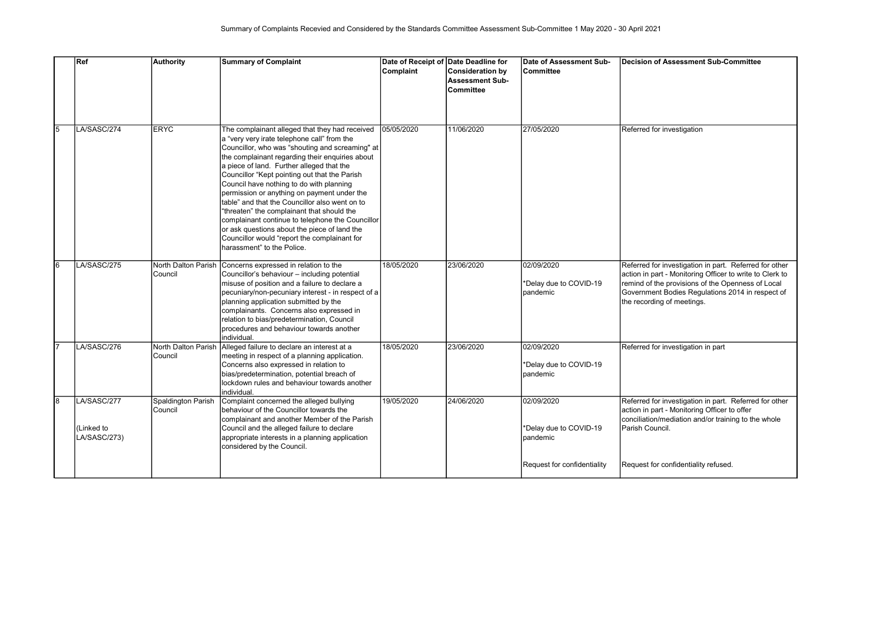Summary of Complaints Recevied and Considered by the Standards Committee Assessment Sub-Committee 1 May 2020 - 30 April 2021

| | Ref | Authority | Summary of Complaint | Date of Receipt of Complaint | Date Deadline for Consideration by Assessment Sub-Committee | Date of Assessment Sub-Committee | Decision of Assessment Sub-Committee |
|---|---|---|---|---|---|---|---|
| 5 | LA/SASC/274 | ERYC | The complainant alleged that they had received a "very very irate telephone call" from the Councillor, who was "shouting and screaming" at the complainant regarding their enquiries about a piece of land. Further alleged that the Councillor "Kept pointing out that the Parish Council have nothing to do with planning permission or anything on payment under the table" and that the Councillor also went on to "threaten" the complainant that should the complainant continue to telephone the Councillor or ask questions about the piece of land the Councillor would "report the complainant for harassment" to the Police. | 05/05/2020 | 11/06/2020 | 27/05/2020 | Referred for investigation |
| 6 | LA/SASC/275 | North Dalton Parish Council | Concerns expressed in relation to the Councillor's behaviour – including potential misuse of position and a failure to declare a pecuniary/non-pecuniary interest - in respect of a planning application submitted by the complainants. Concerns also expressed in relation to bias/predetermination, Council procedures and behaviour towards another individual. | 18/05/2020 | 23/06/2020 | 02/09/2020<br><br>*Delay due to COVID-19 pandemic | Referred for investigation in part. Referred for other action in part - Monitoring Officer to write to Clerk to remind of the provisions of the Openness of Local Government Bodies Regulations 2014 in respect of the recording of meetings. |
| 7 | LA/SASC/276 | North Dalton Parish Council | Alleged failure to declare an interest at a meeting in respect of a planning application. Concerns also expressed in relation to bias/predetermination, potential breach of lockdown rules and behaviour towards another individual. | 18/05/2020 | 23/06/2020 | 02/09/2020<br><br>*Delay due to COVID-19 pandemic | Referred for investigation in part |
| 8 | LA/SASC/277<br><br>(Linked to LA/SASC/273) | Spaldington Parish Council | Complaint concerned the alleged bullying behaviour of the Councillor towards the complainant and another Member of the Parish Council and the alleged failure to declare appropriate interests in a planning application considered by the Council. | 19/05/2020 | 24/06/2020 | 02/09/2020<br><br>*Delay due to COVID-19 pandemic<br><br>Request for confidentiality | Referred for investigation in part. Referred for other action in part - Monitoring Officer to offer conciliation/mediation and/or training to the whole Parish Council.<br><br>Request for confidentiality refused. |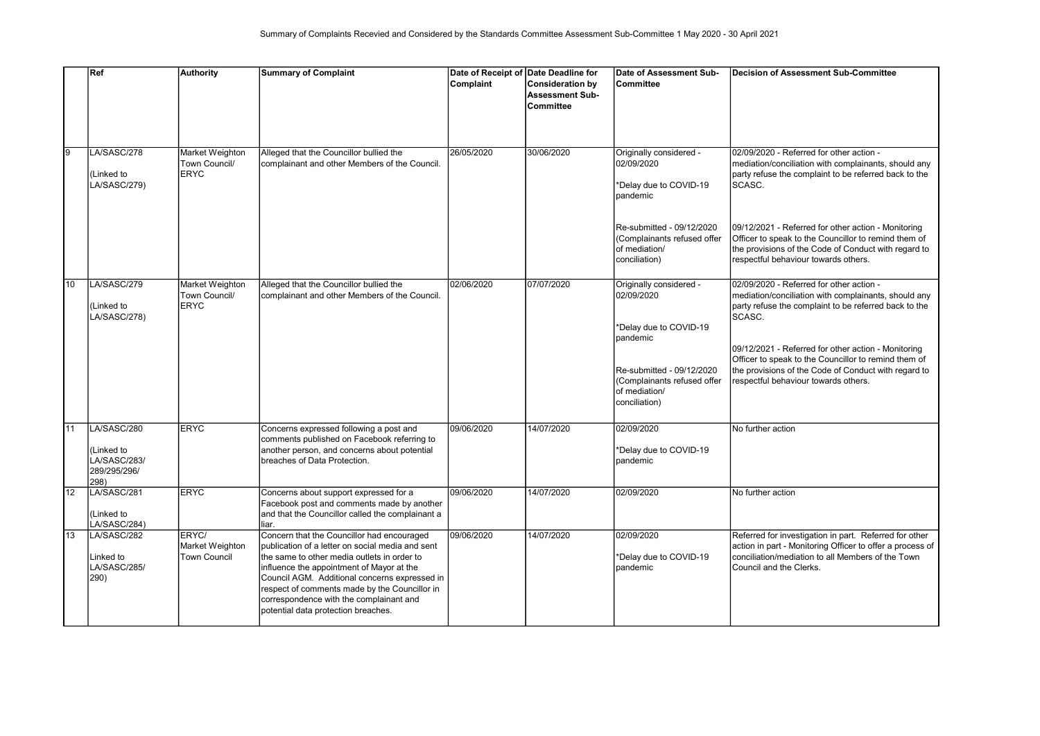# Summary of Complaints Recevied and Considered by the Standards Committee Assessment Sub-Committee 1 May 2020 - 30 April 2021

| | Ref | Authority | Summary of Complaint | Date of Receipt of Complaint | Date Deadline for Consideration by Assessment Sub-Committee | Date of Assessment Sub-Committee | Decision of Assessment Sub-Committee |
|---|---|---|---|---|---|---|---|
| 9 | LA/SASC/278<br><br>(Linked to LA/SASC/279) | Market Weighton Town Council/ ERYC | Alleged that the Councillor bullied the complainant and other Members of the Council. | 26/05/2020 | 30/06/2020 | Originally considered - 02/09/2020<br><br>*Delay due to COVID-19 pandemic<br><br>Re-submitted - 09/12/2020 (Complainants refused offer of mediation/ conciliation) | 02/09/2020 - Referred for other action - mediation/conciliation with complainants, should any party refuse the complaint to be referred back to the SCASC.<br><br>09/12/2021 - Referred for other action - Monitoring Officer to speak to the Councillor to remind them of the provisions of the Code of Conduct with regard to respectful behaviour towards others. |
| 10 | LA/SASC/279<br><br>(Linked to LA/SASC/278) | Market Weighton Town Council/ ERYC | Alleged that the Councillor bullied the complainant and other Members of the Council. | 02/06/2020 | 07/07/2020 | Originally considered - 02/09/2020<br><br>*Delay due to COVID-19 pandemic<br><br>Re-submitted - 09/12/2020 (Complainants refused offer of mediation/ conciliation) | 02/09/2020 - Referred for other action - mediation/conciliation with complainants, should any party refuse the complaint to be referred back to the SCASC.<br><br>09/12/2021 - Referred for other action - Monitoring Officer to speak to the Councillor to remind them of the provisions of the Code of Conduct with regard to respectful behaviour towards others. |
| 11 | LA/SASC/280<br><br>(Linked to LA/SASC/283/ 289/295/296/ 298) | ERYC | Concerns expressed following a post and comments published on Facebook referring to another person, and concerns about potential breaches of Data Protection. | 09/06/2020 | 14/07/2020 | 02/09/2020<br><br>*Delay due to COVID-19 pandemic | No further action |
| 12 | LA/SASC/281<br><br>(Linked to LA/SASC/284) | ERYC | Concerns about support expressed for a Facebook post and comments made by another and that the Councillor called the complainant a liar. | 09/06/2020 | 14/07/2020 | 02/09/2020 | No further action |
| 13 | LA/SASC/282<br><br>Linked to LA/SASC/285/ 290) | ERYC/ Market Weighton Town Council | Concern that the Councillor had encouraged publication of a letter on social media and sent the same to other media outlets in order to influence the appointment of Mayor at the Council AGM. Additional concerns expressed in respect of comments made by the Councillor in correspondence with the complainant and potential data protection breaches. | 09/06/2020 | 14/07/2020 | 02/09/2020<br><br>*Delay due to COVID-19 pandemic | Referred for investigation in part. Referred for other action in part - Monitoring Officer to offer a process of conciliation/mediation to all Members of the Town Council and the Clerks. |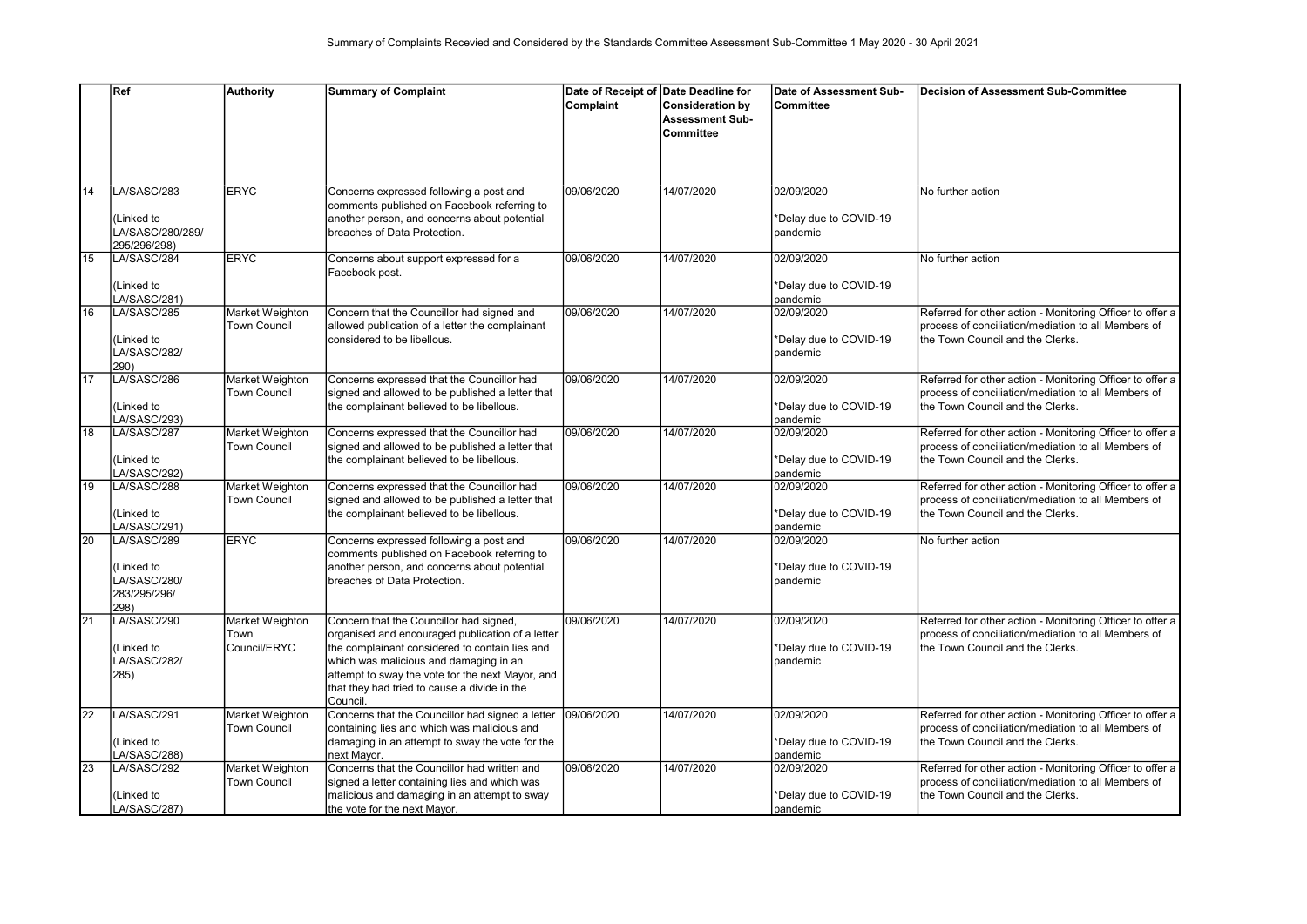Summary of Complaints Recevied and Considered by the Standards Committee Assessment Sub-Committee 1 May 2020 - 30 April 2021

| | Ref | Authority | Summary of Complaint | Date of Receipt of Complaint | Date Deadline for Consideration by Assessment Sub-Committee | Date of Assessment Sub-Committee | Decision of Assessment Sub-Committee |
|---|---|---|---|---|---|---|---|
| 14 | LA/SASC/283<br><br>(Linked to LA/SASC/280/289/ 295/296/298) | ERYC | Concerns expressed following a post and comments published on Facebook referring to another person, and concerns about potential breaches of Data Protection. | 09/06/2020 | 14/07/2020 | 02/09/2020<br><br>*Delay due to COVID-19 pandemic | No further action |
| 15 | LA/SASC/284<br><br>(Linked to LA/SASC/281) | ERYC | Concerns about support expressed for a Facebook post. | 09/06/2020 | 14/07/2020 | 02/09/2020<br><br>*Delay due to COVID-19 pandemic | No further action |
| 16 | LA/SASC/285<br><br>(Linked to LA/SASC/282/ 290) | Market Weighton Town Council | Concern that the Councillor had signed and allowed publication of a letter the complainant considered to be libellous. | 09/06/2020 | 14/07/2020 | 02/09/2020<br><br>*Delay due to COVID-19 pandemic | Referred for other action - Monitoring Officer to offer a process of conciliation/mediation to all Members of the Town Council and the Clerks. |
| 17 | LA/SASC/286<br><br>(Linked to LA/SASC/293) | Market Weighton Town Council | Concerns expressed that the Councillor had signed and allowed to be published a letter that the complainant believed to be libellous. | 09/06/2020 | 14/07/2020 | 02/09/2020<br><br>*Delay due to COVID-19 pandemic | Referred for other action - Monitoring Officer to offer a process of conciliation/mediation to all Members of the Town Council and the Clerks. |
| 18 | LA/SASC/287<br><br>(Linked to LA/SASC/292) | Market Weighton Town Council | Concerns expressed that the Councillor had signed and allowed to be published a letter that the complainant believed to be libellous. | 09/06/2020 | 14/07/2020 | 02/09/2020<br><br>*Delay due to COVID-19 pandemic | Referred for other action - Monitoring Officer to offer a process of conciliation/mediation to all Members of the Town Council and the Clerks. |
| 19 | LA/SASC/288<br><br>(Linked to LA/SASC/291) | Market Weighton Town Council | Concerns expressed that the Councillor had signed and allowed to be published a letter that the complainant believed to be libellous. | 09/06/2020 | 14/07/2020 | 02/09/2020<br><br>*Delay due to COVID-19 pandemic | Referred for other action - Monitoring Officer to offer a process of conciliation/mediation to all Members of the Town Council and the Clerks. |
| 20 | LA/SASC/289<br><br>(Linked to LA/SASC/280/ 283/295/296/ 298) | ERYC | Concerns expressed following a post and comments published on Facebook referring to another person, and concerns about potential breaches of Data Protection. | 09/06/2020 | 14/07/2020 | 02/09/2020<br><br>*Delay due to COVID-19 pandemic | No further action |
| 21 | LA/SASC/290<br><br>(Linked to LA/SASC/282/ 285) | Market Weighton Town Council/ERYC | Concern that the Councillor had signed, organised and encouraged publication of a letter the complainant considered to contain lies and which was malicious and damaging in an attempt to sway the vote for the next Mayor, and that they had tried to cause a divide in the Council. | 09/06/2020 | 14/07/2020 | 02/09/2020<br><br>*Delay due to COVID-19 pandemic | Referred for other action - Monitoring Officer to offer a process of conciliation/mediation to all Members of the Town Council and the Clerks. |
| 22 | LA/SASC/291<br><br>(Linked to LA/SASC/288) | Market Weighton Town Council | Concerns that the Councillor had signed a letter containing lies and which was malicious and damaging in an attempt to sway the vote for the next Mayor. | 09/06/2020 | 14/07/2020 | 02/09/2020<br><br>*Delay due to COVID-19 pandemic | Referred for other action - Monitoring Officer to offer a process of conciliation/mediation to all Members of the Town Council and the Clerks. |
| 23 | LA/SASC/292<br><br>(Linked to LA/SASC/287) | Market Weighton Town Council | Concerns that the Councillor had written and signed a letter containing lies and which was malicious and damaging in an attempt to sway the vote for the next Mayor. | 09/06/2020 | 14/07/2020 | 02/09/2020<br><br>*Delay due to COVID-19 pandemic | Referred for other action - Monitoring Officer to offer a process of conciliation/mediation to all Members of the Town Council and the Clerks. |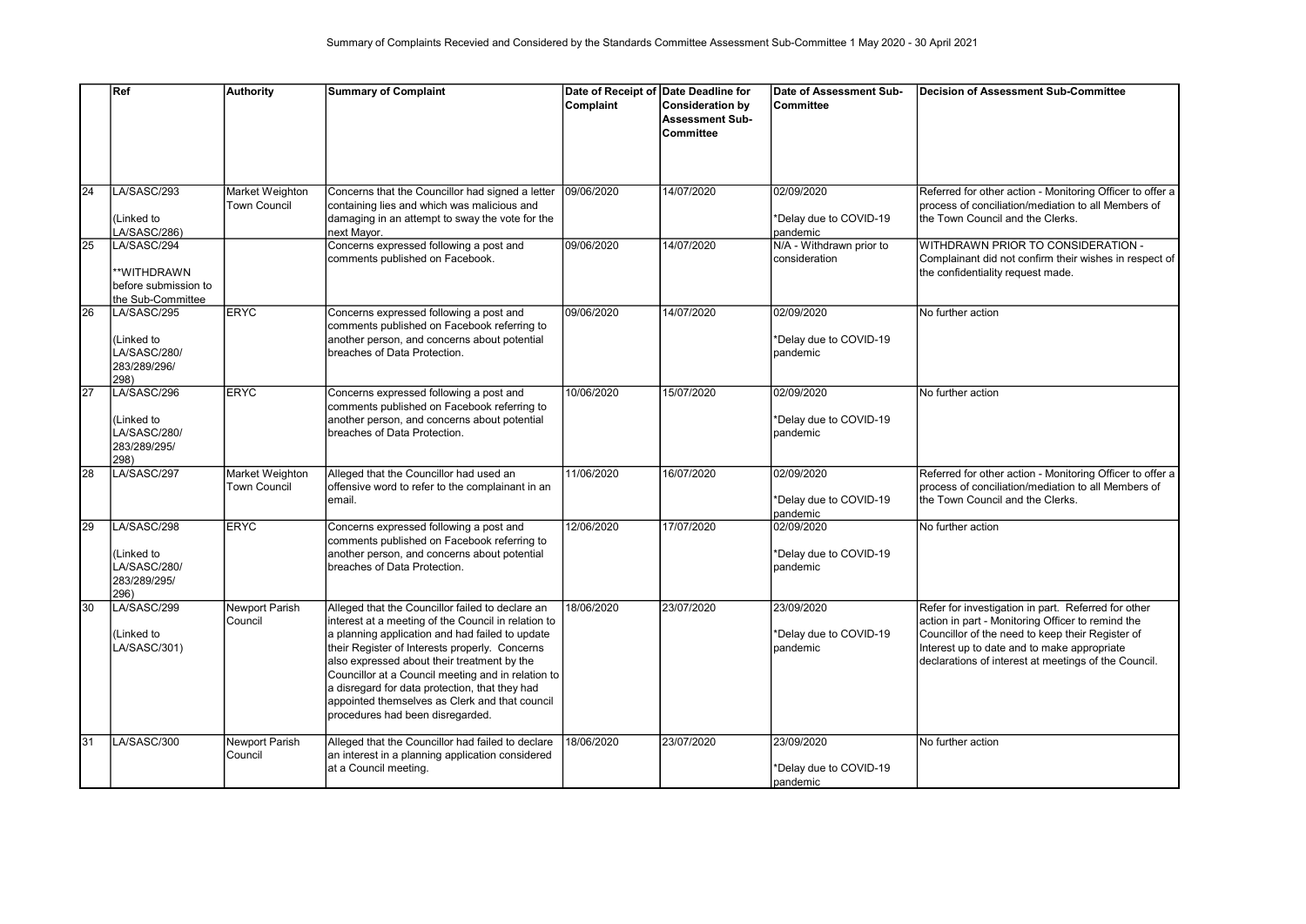# Summary of Complaints Recevied and Considered by the Standards Committee Assessment Sub-Committee 1 May 2020 - 30 April 2021

| | Ref | Authority | Summary of Complaint | Date of Receipt of Complaint | Date Deadline for Consideration by Assessment Sub-Committee | Date of Assessment Sub-Committee | Decision of Assessment Sub-Committee |
|---|---|---|---|---|---|---|---|
| 24 | LA/SASC/293 (Linked to LA/SASC/286) | Market Weighton Town Council | Concerns that the Councillor had signed a letter containing lies and which was malicious and damaging in an attempt to sway the vote for the next Mayor. | 09/06/2020 | 14/07/2020 | 02/09/2020 *Delay due to COVID-19 pandemic | Referred for other action - Monitoring Officer to offer a process of conciliation/mediation to all Members of the Town Council and the Clerks. |
| 25 | LA/SASC/294 **WITHDRAWN before submission to the Sub-Committee | | Concerns expressed following a post and comments published on Facebook. | 09/06/2020 | 14/07/2020 | N/A - Withdrawn prior to consideration | WITHDRAWN PRIOR TO CONSIDERATION - Complainant did not confirm their wishes in respect of the confidentiality request made. |
| 26 | LA/SASC/295 (Linked to LA/SASC/280/ 283/289/296/ 298) | ERYC | Concerns expressed following a post and comments published on Facebook referring to another person, and concerns about potential breaches of Data Protection. | 09/06/2020 | 14/07/2020 | 02/09/2020 *Delay due to COVID-19 pandemic | No further action |
| 27 | LA/SASC/296 (Linked to LA/SASC/280/ 283/289/295/ 298) | ERYC | Concerns expressed following a post and comments published on Facebook referring to another person, and concerns about potential breaches of Data Protection. | 10/06/2020 | 15/07/2020 | 02/09/2020 *Delay due to COVID-19 pandemic | No further action |
| 28 | LA/SASC/297 | Market Weighton Town Council | Alleged that the Councillor had used an offensive word to refer to the complainant in an email. | 11/06/2020 | 16/07/2020 | 02/09/2020 *Delay due to COVID-19 pandemic | Referred for other action - Monitoring Officer to offer a process of conciliation/mediation to all Members of the Town Council and the Clerks. |
| 29 | LA/SASC/298 (Linked to LA/SASC/280/ 283/289/295/ 296) | ERYC | Concerns expressed following a post and comments published on Facebook referring to another person, and concerns about potential breaches of Data Protection. | 12/06/2020 | 17/07/2020 | 02/09/2020 *Delay due to COVID-19 pandemic | No further action |
| 30 | LA/SASC/299 (Linked to LA/SASC/301) | Newport Parish Council | Alleged that the Councillor failed to declare an interest at a meeting of the Council in relation to a planning application and had failed to update their Register of Interests properly. Concerns also expressed about their treatment by the Councillor at a Council meeting and in relation to a disregard for data protection, that they had appointed themselves as Clerk and that council procedures had been disregarded. | 18/06/2020 | 23/07/2020 | 23/09/2020 *Delay due to COVID-19 pandemic | Refer for investigation in part. Referred for other action in part - Monitoring Officer to remind the Councillor of the need to keep their Register of Interest up to date and to make appropriate declarations of interest at meetings of the Council. |
| 31 | LA/SASC/300 | Newport Parish Council | Alleged that the Councillor had failed to declare an interest in a planning application considered at a Council meeting. | 18/06/2020 | 23/07/2020 | 23/09/2020 *Delay due to COVID-19 pandemic | No further action |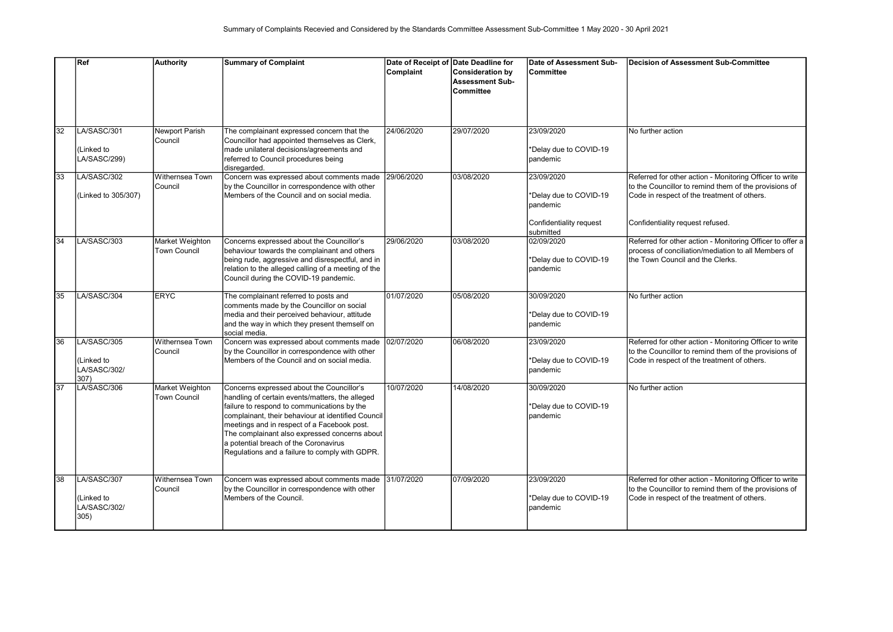Summary of Complaints Recevied and Considered by the Standards Committee Assessment Sub-Committee 1 May 2020 - 30 April 2021

| | Ref | Authority | Summary of Complaint | Date of Receipt of Complaint | Date Deadline for Consideration by Assessment Sub-Committee | Date of Assessment Sub-Committee | Decision of Assessment Sub-Committee |
|---|---|---|---|---|---|---|---|
| 32 | LA/SASC/301<br><br>(Linked to LA/SASC/299) | Newport Parish Council | The complainant expressed concern that the Councillor had appointed themselves as Clerk, made unilateral decisions/agreements and referred to Council procedures being disregarded. | 24/06/2020 | 29/07/2020 | 23/09/2020<br><br>*Delay due to COVID-19 pandemic | No further action |
| 33 | LA/SASC/302<br><br>(Linked to 305/307) | Withernsea Town Council | Concern was expressed about comments made by the Councillor in correspondence with other Members of the Council and on social media. | 29/06/2020 | 03/08/2020 | 23/09/2020<br><br>*Delay due to COVID-19 pandemic<br><br>Confidentiality request submitted | Referred for other action - Monitoring Officer to write to the Councillor to remind them of the provisions of Code in respect of the treatment of others.<br><br>Confidentiality request refused. |
| 34 | LA/SASC/303 | Market Weighton Town Council | Concerns expressed about the Councillor's behaviour towards the complainant and others being rude, aggressive and disrespectful, and in relation to the alleged calling of a meeting of the Council during the COVID-19 pandemic. | 29/06/2020 | 03/08/2020 | 02/09/2020<br><br>*Delay due to COVID-19 pandemic | Referred for other action - Monitoring Officer to offer a process of conciliation/mediation to all Members of the Town Council and the Clerks. |
| 35 | LA/SASC/304 | ERYC | The complainant referred to posts and comments made by the Councillor on social media and their perceived behaviour, attitude and the way in which they present themself on social media. | 01/07/2020 | 05/08/2020 | 30/09/2020<br><br>*Delay due to COVID-19 pandemic | No further action |
| 36 | LA/SASC/305<br><br>(Linked to LA/SASC/302/ 307) | Withernsea Town Council | Concern was expressed about comments made by the Councillor in correspondence with other Members of the Council and on social media. | 02/07/2020 | 06/08/2020 | 23/09/2020<br><br>*Delay due to COVID-19 pandemic | Referred for other action - Monitoring Officer to write to the Councillor to remind them of the provisions of Code in respect of the treatment of others. |
| 37 | LA/SASC/306 | Market Weighton Town Council | Concerns expressed about the Councillor's handling of certain events/matters, the alleged failure to respond to communications by the complainant, their behaviour at identified Council meetings and in respect of a Facebook post. The complainant also expressed concerns about a potential breach of the Coronavirus Regulations and a failure to comply with GDPR. | 10/07/2020 | 14/08/2020 | 30/09/2020<br><br>*Delay due to COVID-19 pandemic | No further action |
| 38 | LA/SASC/307<br><br>(Linked to LA/SASC/302/ 305) | Withernsea Town Council | Concern was expressed about comments made by the Councillor in correspondence with other Members of the Council. | 31/07/2020 | 07/09/2020 | 23/09/2020<br><br>*Delay due to COVID-19 pandemic | Referred for other action - Monitoring Officer to write to the Councillor to remind them of the provisions of Code in respect of the treatment of others. |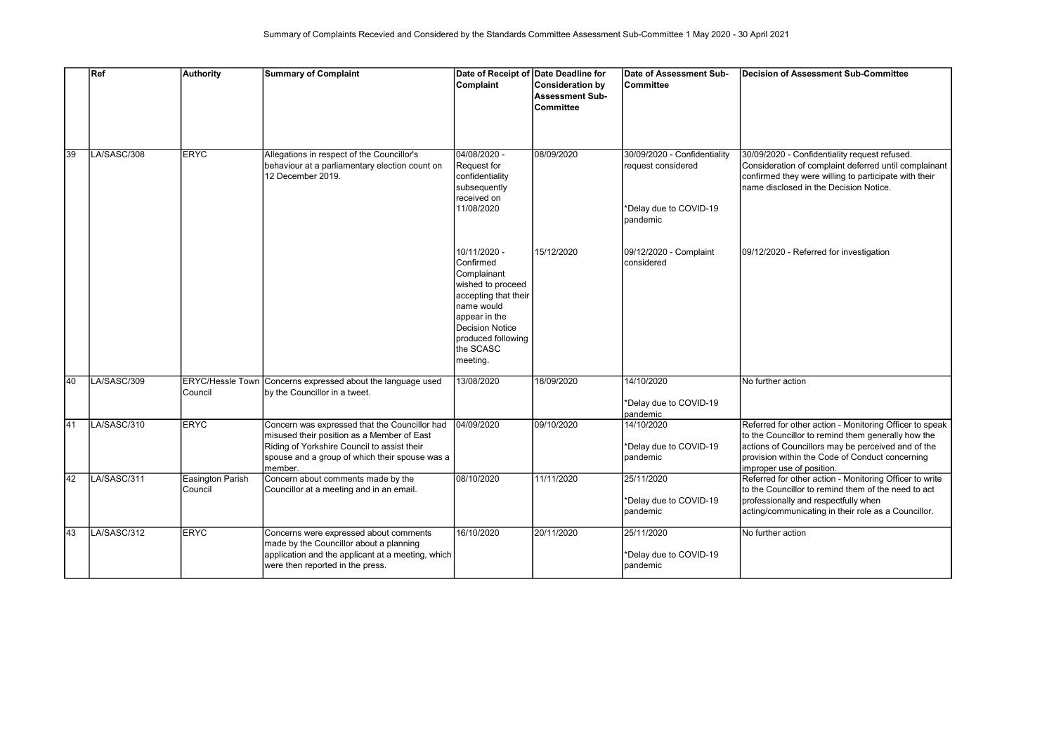Summary of Complaints Recevied and Considered by the Standards Committee Assessment Sub-Committee 1 May 2020 - 30 April 2021

| | Ref | Authority | Summary of Complaint | Date of Receipt of Complaint | Date Deadline for Consideration by Assessment Sub-Committee | Date of Assessment Sub-Committee | Decision of Assessment Sub-Committee |
|---|---|---|---|---|---|---|---|
| 39 | LA/SASC/308 | ERYC | Allegations in respect of the Councillor's behaviour at a parliamentary election count on 12 December 2019. | 04/08/2020 - Request for confidentiality subsequently received on 11/08/2020 | 08/09/2020 | 30/09/2020 - Confidentiality request considered<br><br>*Delay due to COVID-19 pandemic | 30/09/2020 - Confidentiality request refused. Consideration of complaint deferred until complainant confirmed they were willing to participate with their name disclosed in the Decision Notice. |
| | | | | 10/11/2020 - Confirmed Complainant wished to proceed accepting that their name would appear in the Decision Notice produced following the SCASC meeting. | 15/12/2020 | 09/12/2020 - Complaint considered | 09/12/2020 - Referred for investigation |
| 40 | LA/SASC/309 | ERYC/Hessle Town Council | Concerns expressed about the language used by the Councillor in a tweet. | 13/08/2020 | 18/09/2020 | 14/10/2020<br><br>*Delay due to COVID-19 pandemic | No further action |
| 41 | LA/SASC/310 | ERYC | Concern was expressed that the Councillor had misused their position as a Member of East Riding of Yorkshire Council to assist their spouse and a group of which their spouse was a member. | 04/09/2020 | 09/10/2020 | 14/10/2020<br><br>*Delay due to COVID-19 pandemic | Referred for other action - Monitoring Officer to speak to the Councillor to remind them generally how the actions of Councillors may be perceived and of the provision within the Code of Conduct concerning improper use of position. |
| 42 | LA/SASC/311 | Easington Parish Council | Concern about comments made by the Councillor at a meeting and in an email. | 08/10/2020 | 11/11/2020 | 25/11/2020<br><br>*Delay due to COVID-19 pandemic | Referred for other action - Monitoring Officer to write to the Councillor to remind them of the need to act professionally and respectfully when acting/communicating in their role as a Councillor. |
| 43 | LA/SASC/312 | ERYC | Concerns were expressed about comments made by the Councillor about a planning application and the applicant at a meeting, which were then reported in the press. | 16/10/2020 | 20/11/2020 | 25/11/2020<br><br>*Delay due to COVID-19 pandemic | No further action |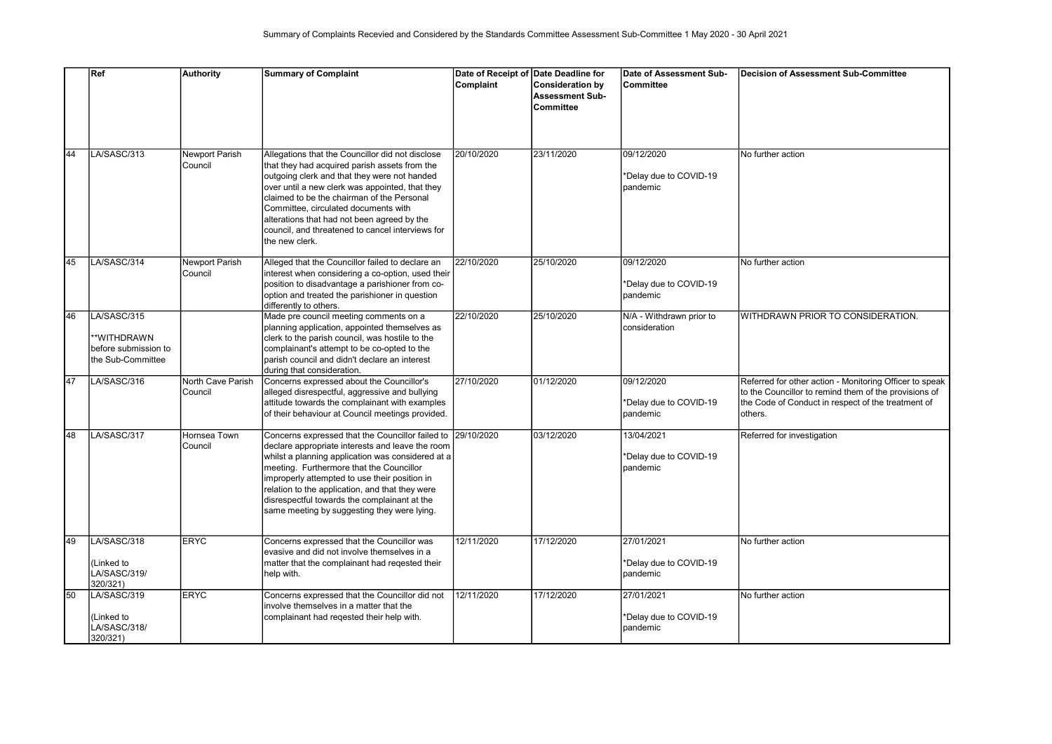Summary of Complaints Recevied and Considered by the Standards Committee Assessment Sub-Committee 1 May 2020 - 30 April 2021

| | Ref | Authority | Summary of Complaint | Date of Receipt of Complaint | Date Deadline for Consideration by Assessment Sub-Committee | Date of Assessment Sub-Committee | Decision of Assessment Sub-Committee |
|---|---|---|---|---|---|---|---|
| 44 | LA/SASC/313 | Newport Parish Council | Allegations that the Councillor did not disclose that they had acquired parish assets from the outgoing clerk and that they were not handed over until a new clerk was appointed, that they claimed to be the chairman of the Personal Committee, circulated documents with alterations that had not been agreed by the council, and threatened to cancel interviews for the new clerk. | 20/10/2020 | 23/11/2020 | 09/12/2020<br><br>*Delay due to COVID-19 pandemic | No further action |
| 45 | LA/SASC/314 | Newport Parish Council | Alleged that the Councillor failed to declare an interest when considering a co-option, used their position to disadvantage a parishioner from co-option and treated the parishioner in question differently to others. | 22/10/2020 | 25/10/2020 | 09/12/2020<br><br>*Delay due to COVID-19 pandemic | No further action |
| 46 | LA/SASC/315<br><br>**WITHDRAWN before submission to the Sub-Committee | | Made pre council meeting comments on a planning application, appointed themselves as clerk to the parish council, was hostile to the complainant's attempt to be co-opted to the parish council and didn't declare an interest during that consideration. | 22/10/2020 | 25/10/2020 | N/A - Withdrawn prior to consideration | WITHDRAWN PRIOR TO CONSIDERATION. |
| 47 | LA/SASC/316 | North Cave Parish Council | Concerns expressed about the Councillor's alleged disrespectful, aggressive and bullying attitude towards the complainant with examples of their behaviour at Council meetings provided. | 27/10/2020 | 01/12/2020 | 09/12/2020<br><br>*Delay due to COVID-19 pandemic | Referred for other action - Monitoring Officer to speak to the Councillor to remind them of the provisions of the Code of Conduct in respect of the treatment of others. |
| 48 | LA/SASC/317 | Hornsea Town Council | Concerns expressed that the Councillor failed to declare appropriate interests and leave the room whilst a planning application was considered at a meeting. Furthermore that the Councillor improperly attempted to use their position in relation to the application, and that they were disrespectful towards the complainant at the same meeting by suggesting they were lying. | 29/10/2020 | 03/12/2020 | 13/04/2021<br><br>*Delay due to COVID-19 pandemic | Referred for investigation |
| 49 | LA/SASC/318<br><br>(Linked to LA/SASC/319/ 320/321) | ERYC | Concerns expressed that the Councillor was evasive and did not involve themselves in a matter that the complainant had reqested their help with. | 12/11/2020 | 17/12/2020 | 27/01/2021<br><br>*Delay due to COVID-19 pandemic | No further action |
| 50 | LA/SASC/319<br><br>(Linked to LA/SASC/318/ 320/321) | ERYC | Concerns expressed that the Councillor did not involve themselves in a matter that the complainant had reqested their help with. | 12/11/2020 | 17/12/2020 | 27/01/2021<br><br>*Delay due to COVID-19 pandemic | No further action |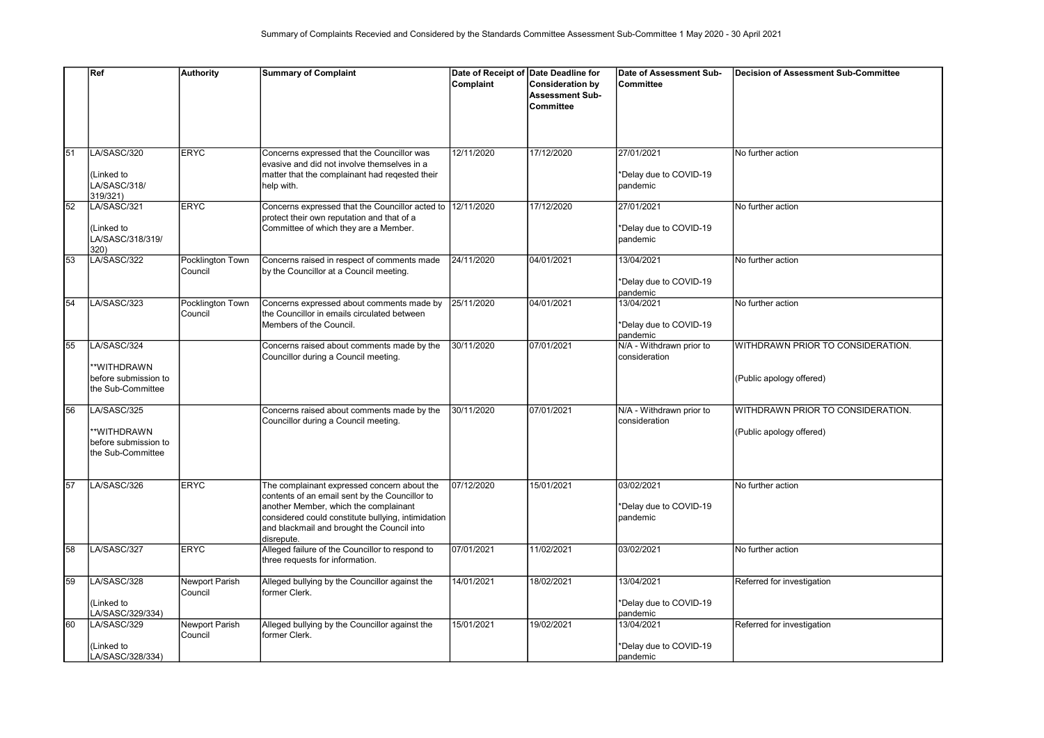Summary of Complaints Recevied and Considered by the Standards Committee Assessment Sub-Committee 1 May 2020 - 30 April 2021

| | Ref | Authority | Summary of Complaint | Date of Receipt of Complaint | Date Deadline for Consideration by Assessment Sub-Committee | Date of Assessment Sub-Committee | Decision of Assessment Sub-Committee |
|---|---|---|---|---|---|---|---|
| 51 | LA/SASC/320<br><br>(Linked to LA/SASC/318/ 319/321) | ERYC | Concerns expressed that the Councillor was evasive and did not involve themselves in a matter that the complainant had reqested their help with. | 12/11/2020 | 17/12/2020 | 27/01/2021<br><br>*Delay due to COVID-19 pandemic | No further action |
| 52 | LA/SASC/321<br><br>(Linked to LA/SASC/318/319/ 320) | ERYC | Concerns expressed that the Councillor acted to protect their own reputation and that of a Committee of which they are a Member. | 12/11/2020 | 17/12/2020 | 27/01/2021<br><br>*Delay due to COVID-19 pandemic | No further action |
| 53 | LA/SASC/322 | Pocklington Town Council | Concerns raised in respect of comments made by the Councillor at a Council meeting. | 24/11/2020 | 04/01/2021 | 13/04/2021<br><br>*Delay due to COVID-19 pandemic | No further action |
| 54 | LA/SASC/323 | Pocklington Town Council | Concerns expressed about comments made by the Councillor in emails circulated between Members of the Council. | 25/11/2020 | 04/01/2021 | 13/04/2021<br><br>*Delay due to COVID-19 pandemic | No further action |
| 55 | LA/SASC/324<br><br>**WITHDRAWN before submission to the Sub-Committee | | Concerns raised about comments made by the Councillor during a Council meeting. | 30/11/2020 | 07/01/2021 | N/A - Withdrawn prior to consideration | WITHDRAWN PRIOR TO CONSIDERATION.<br><br>(Public apology offered) |
| 56 | LA/SASC/325<br><br>**WITHDRAWN before submission to the Sub-Committee | | Concerns raised about comments made by the Councillor during a Council meeting. | 30/11/2020 | 07/01/2021 | N/A - Withdrawn prior to consideration | WITHDRAWN PRIOR TO CONSIDERATION.<br><br>(Public apology offered) |
| 57 | LA/SASC/326 | ERYC | The complainant expressed concern about the contents of an email sent by the Councillor to another Member, which the complainant considered could constitute bullying, intimidation and blackmail and brought the Council into disrepute. | 07/12/2020 | 15/01/2021 | 03/02/2021<br><br>*Delay due to COVID-19 pandemic | No further action |
| 58 | LA/SASC/327 | ERYC | Alleged failure of the Councillor to respond to three requests for information. | 07/01/2021 | 11/02/2021 | 03/02/2021 | No further action |
| 59 | LA/SASC/328<br><br>(Linked to LA/SASC/329/334) | Newport Parish Council | Alleged bullying by the Councillor against the former Clerk. | 14/01/2021 | 18/02/2021 | 13/04/2021<br><br>*Delay due to COVID-19 pandemic | Referred for investigation |
| 60 | LA/SASC/329<br><br>(Linked to LA/SASC/328/334) | Newport Parish Council | Alleged bullying by the Councillor against the former Clerk. | 15/01/2021 | 19/02/2021 | 13/04/2021<br><br>*Delay due to COVID-19 pandemic | Referred for investigation |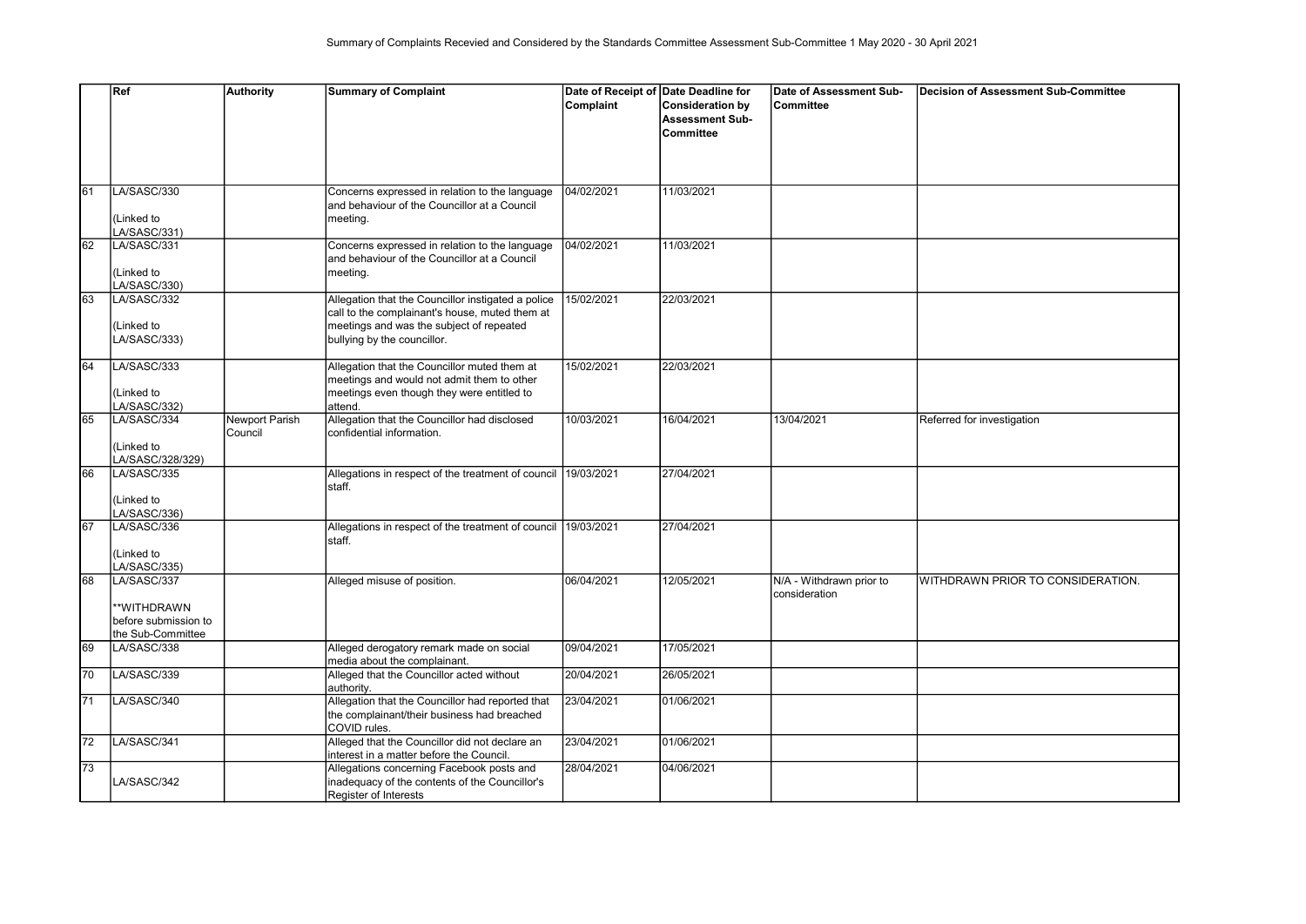Summary of Complaints Recevied and Considered by the Standards Committee Assessment Sub-Committee 1 May 2020 - 30 April 2021

| | Ref | Authority | Summary of Complaint | Date of Receipt of Complaint | Date Deadline for Consideration by Assessment Sub-Committee | Date of Assessment Sub-Committee | Decision of Assessment Sub-Committee |
|---|---|---|---|---|---|---|---|
| 61 | LA/SASC/330 (Linked to LA/SASC/331) | | Concerns expressed in relation to the language and behaviour of the Councillor at a Council meeting. | 04/02/2021 | 11/03/2021 | | |
| 62 | LA/SASC/331 (Linked to LA/SASC/330) | | Concerns expressed in relation to the language and behaviour of the Councillor at a Council meeting. | 04/02/2021 | 11/03/2021 | | |
| 63 | LA/SASC/332 (Linked to LA/SASC/333) | | Allegation that the Councillor instigated a police call to the complainant's house, muted them at meetings and was the subject of repeated bullying by the councillor. | 15/02/2021 | 22/03/2021 | | |
| 64 | LA/SASC/333 (Linked to LA/SASC/332) | | Allegation that the Councillor muted them at meetings and would not admit them to other meetings even though they were entitled to attend. | 15/02/2021 | 22/03/2021 | | |
| 65 | LA/SASC/334 (Linked to LA/SASC/328/329) | Newport Parish Council | Allegation that the Councillor had disclosed confidential information. | 10/03/2021 | 16/04/2021 | 13/04/2021 | Referred for investigation |
| 66 | LA/SASC/335 (Linked to LA/SASC/336) | | Allegations in respect of the treatment of council staff. | 19/03/2021 | 27/04/2021 | | |
| 67 | LA/SASC/336 (Linked to LA/SASC/335) | | Allegations in respect of the treatment of council staff. | 19/03/2021 | 27/04/2021 | | |
| 68 | LA/SASC/337 **WITHDRAWN before submission to the Sub-Committee | | Alleged misuse of position. | 06/04/2021 | 12/05/2021 | N/A - Withdrawn prior to consideration | WITHDRAWN PRIOR TO CONSIDERATION. |
| 69 | LA/SASC/338 | | Alleged derogatory remark made on social media about the complainant. | 09/04/2021 | 17/05/2021 | | |
| 70 | LA/SASC/339 | | Alleged that the Councillor acted without authority. | 20/04/2021 | 26/05/2021 | | |
| 71 | LA/SASC/340 | | Allegation that the Councillor had reported that the complainant/their business had breached COVID rules. | 23/04/2021 | 01/06/2021 | | |
| 72 | LA/SASC/341 | | Alleged that the Councillor did not declare an interest in a matter before the Council. | 23/04/2021 | 01/06/2021 | | |
| 73 | LA/SASC/342 | | Allegations concerning Facebook posts and inadequacy of the contents of the Councillor's Register of Interests | 28/04/2021 | 04/06/2021 | | |